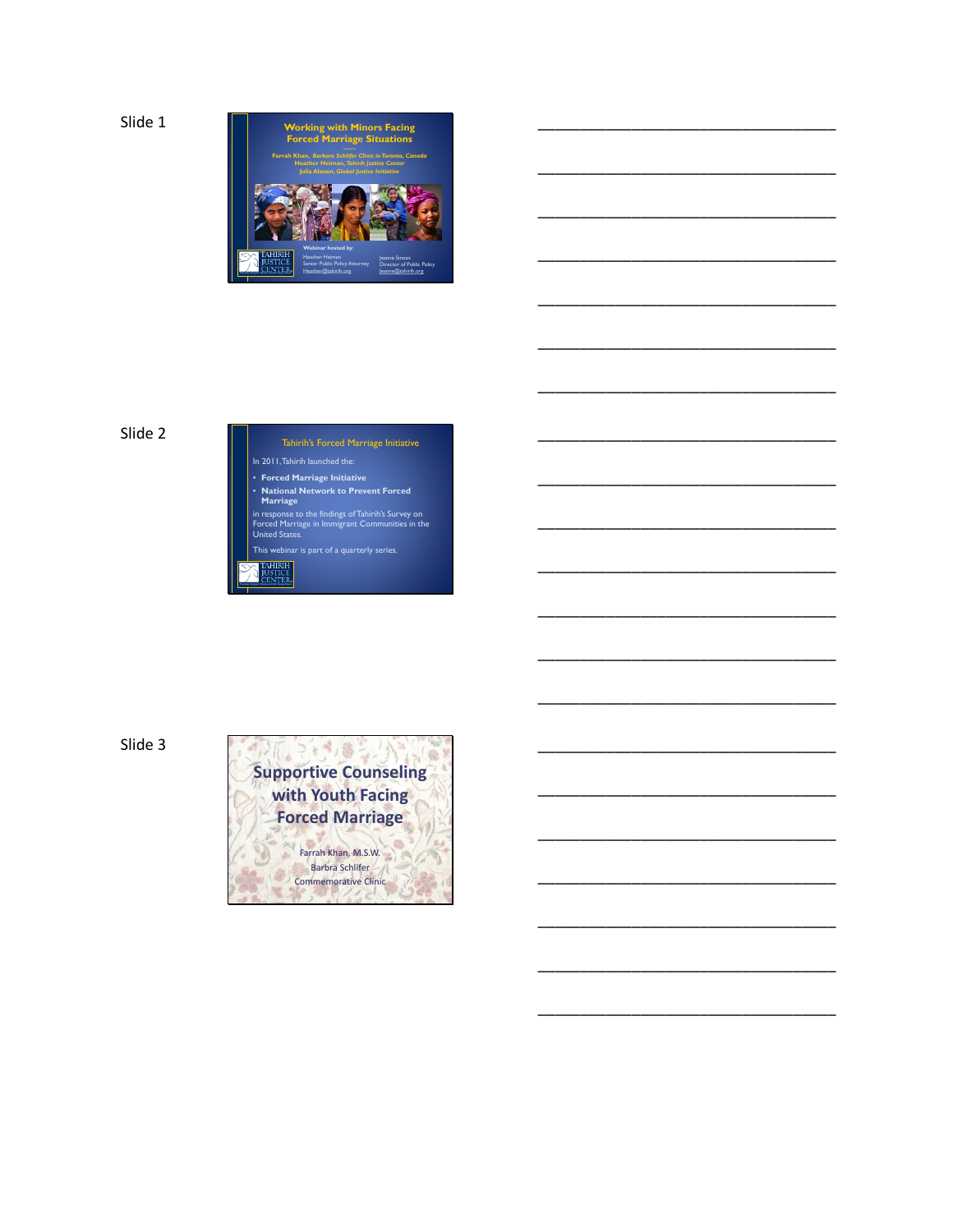Slide 1

## Working with Minors Facing Forced Marriage Situations

Farrah Khan, *Barbara Schlifer Clinic in Toronto, Canada*
Heather Heiman, *Tahirih Justice Center*
Julia Alanen, *Global Justice Initiative*

Webinar hosted by:

Heather Heiman
Senior Public Policy Attorney
Heather@tahirih.org

Jeanne Smoot
Director of Public Policy
jeanne@tahirih.org

TAHIRIH JUSTICE CENTER

Slide 2

## Tahirih's Forced Marriage Initiative

In 2011, Tahirih launched the:

- **Forced Marriage Initiative**
- **National Network to Prevent Forced Marriage**

in response to the findings of Tahirih's Survey on Forced Marriage in Immigrant Communities in the United States.

This webinar is part of a quarterly series.

TAHIRIH JUSTICE CENTER

Slide 3

## Supportive Counseling with Youth Facing Forced Marriage

Farrah Khan, M.S.W.
Barbra Schlifer
Commemorative Clinic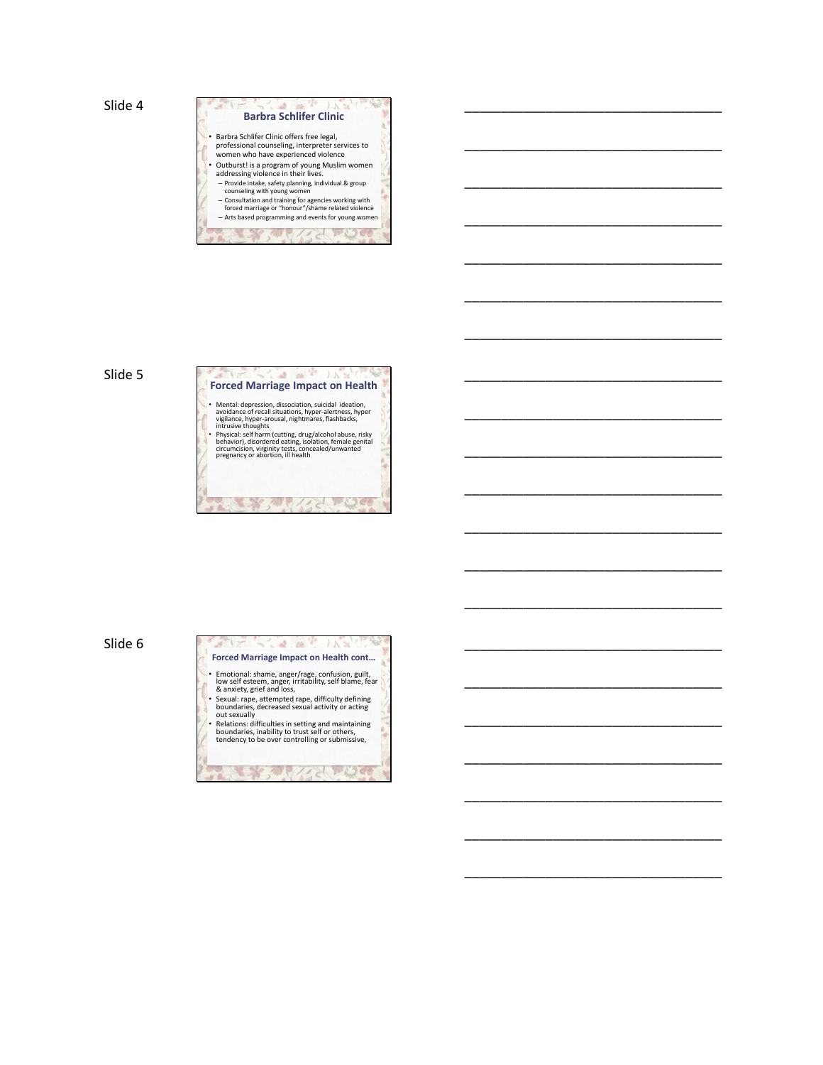Slide 4

## Barbra Schlifer Clinic

- Barbra Schlifer Clinic offers free legal, professional counseling, interpreter services to women who have experienced violence
- Outburst! is a program of young Muslim women addressing violence in their lives.
  - Provide intake, safety planning, individual & group counseling with young women
  - Consultation and training for agencies working with forced marriage or "honour"/shame related violence
  - Arts based programming and events for young women

Slide 5

## Forced Marriage Impact on Health

- Mental: depression, dissociation, suicidal ideation, avoidance of recall situations, hyper-alertness, hyper vigilance, hyper-arousal, nightmares, flashbacks, intrusive thoughts
- Physical: self harm (cutting, drug/alcohol abuse, risky behavior), disordered eating, isolation, female genital circumcision, virginity tests, concealed/unwanted pregnancy or abortion, ill health

Slide 6

## Forced Marriage Impact on Health cont…

- Emotional: shame, anger/rage, confusion, guilt, low self esteem, anger, irritability, self blame, fear & anxiety, grief and loss,
- Sexual: rape, attempted rape, difficulty defining boundaries, decreased sexual activity or acting out sexually
- Relations: difficulties in setting and maintaining boundaries, inability to trust self or others, tendency to be over controlling or submissive,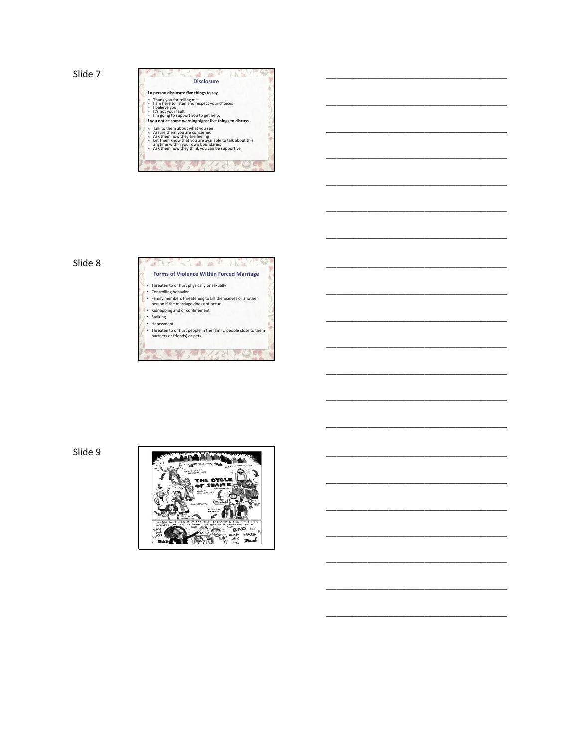Slide 7

## Disclosure

**If a person discloses: five things to say**

- Thank you for telling me
- I am here to listen and respect your choices
- I believe you
- It's not your fault
- I'm going to support you to get help.

**If you notice some warning signs: five things to discuss**

- Talk to them about what you see
- Assure them you are concerned
- Ask them how they are feeling
- Let them know that you are available to talk about this anytime within your own boundaries
- Ask them how they think you can be supportive

Slide 8

## Forms of Violence Within Forced Marriage

- Threaten to or hurt physically or sexually
- Controlling behavior
- Family members threatening to kill themselves or another person if the marriage does not occur
- Kidnapping and or confinement
- Stalking
- Harassment
- Threaten to or hurt people in the family, people close to them partners or friends) or pets

Slide 9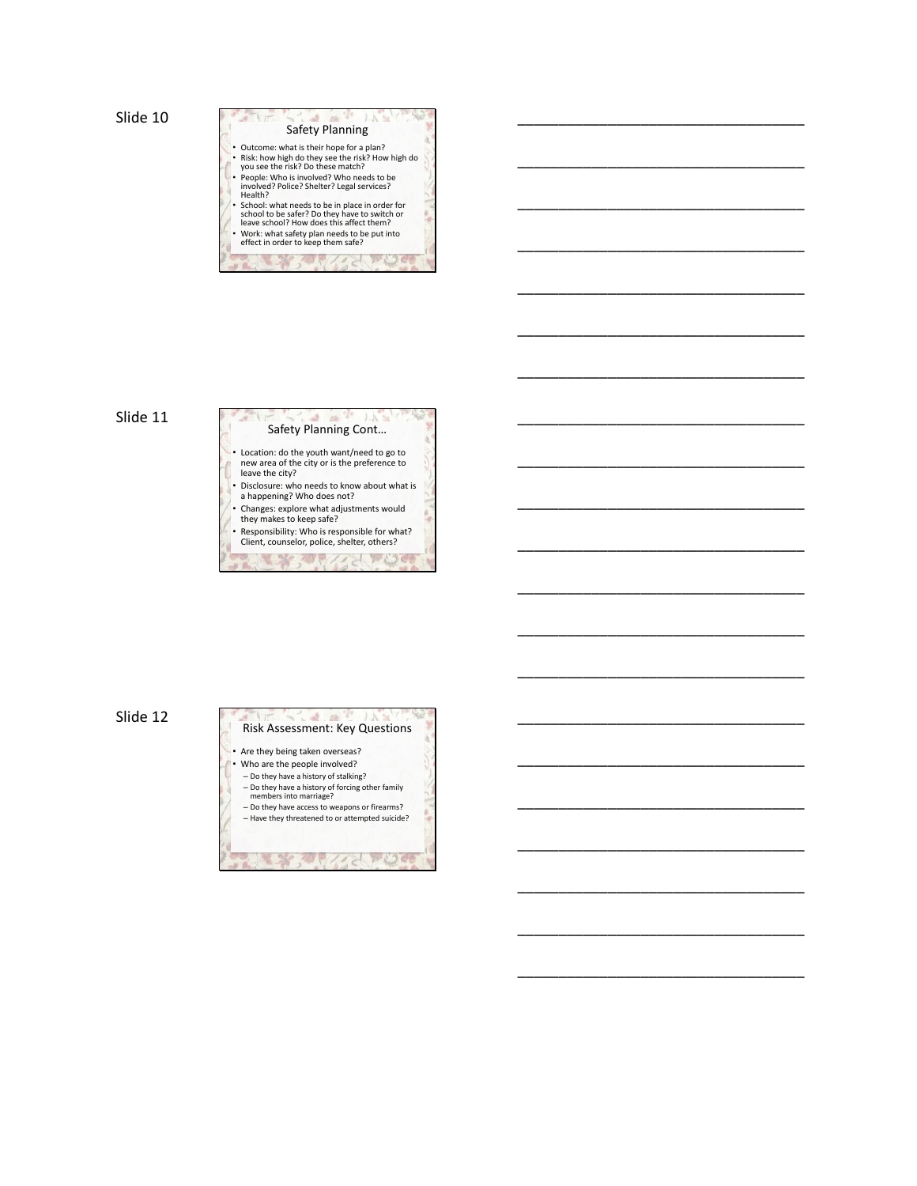Slide 10

## Safety Planning

- Outcome: what is their hope for a plan?
- Risk: how high do they see the risk? How high do you see the risk? Do these match?
- People: Who is involved? Who needs to be involved? Police? Shelter? Legal services? Health?
- School: what needs to be in place in order for school to be safer? Do they have to switch or leave school? How does this affect them?
- Work: what safety plan needs to be put into effect in order to keep them safe?

Slide 11

## Safety Planning Cont…

- Location: do the youth want/need to go to new area of the city or is the preference to leave the city?
- Disclosure: who needs to know about what is a happening? Who does not?
- Changes: explore what adjustments would they makes to keep safe?
- Responsibility: Who is responsible for what? Client, counselor, police, shelter, others?

Slide 12

## Risk Assessment: Key Questions

- Are they being taken overseas?
- Who are the people involved?
  - Do they have a history of stalking?
  - Do they have a history of forcing other family members into marriage?
  - Do they have access to weapons or firearms?
  - Have they threatened to or attempted suicide?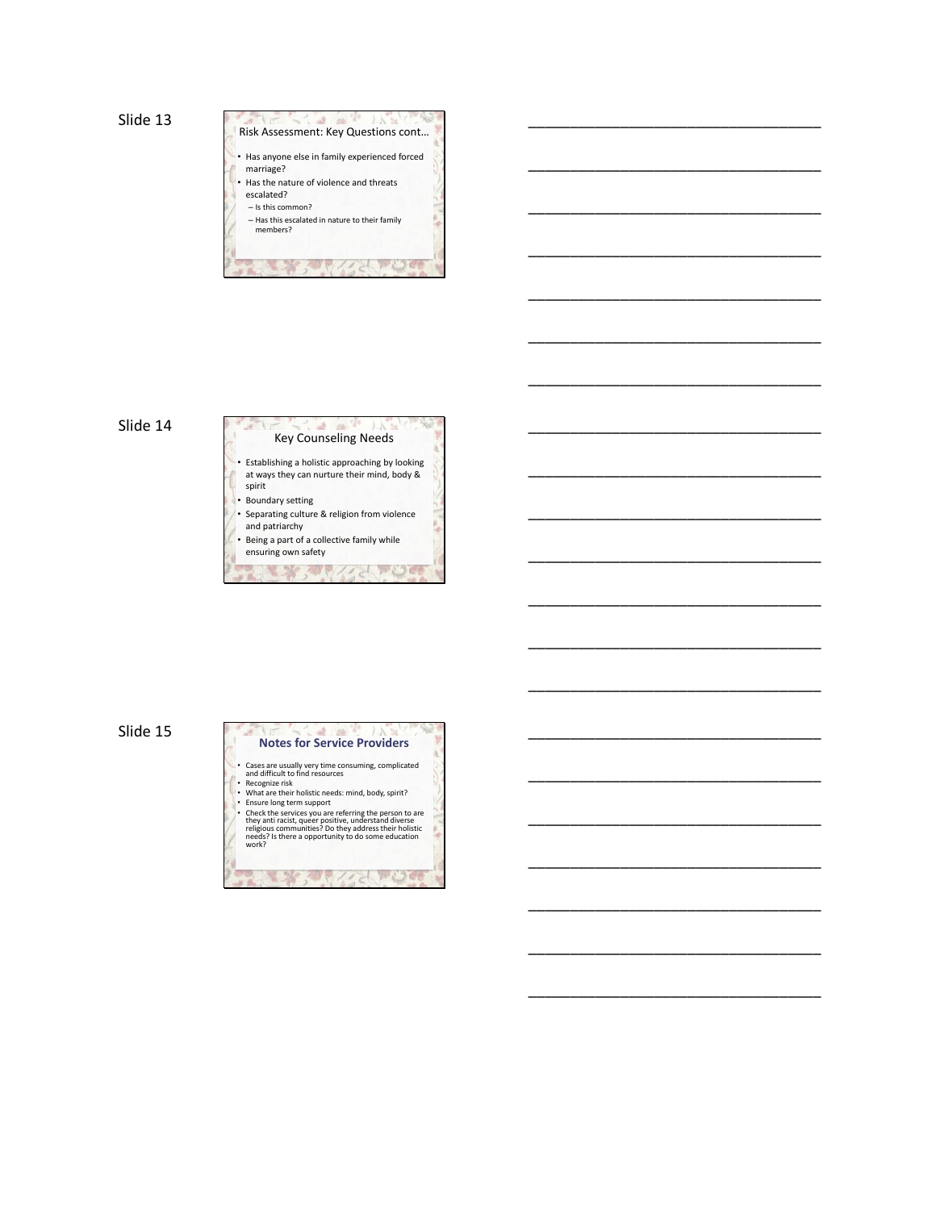Slide 13

## Risk Assessment: Key Questions cont…

- Has anyone else in family experienced forced marriage?
- Has the nature of violence and threats escalated?
  - Is this common?
  - Has this escalated in nature to their family members?

Slide 14

## Key Counseling Needs

- Establishing a holistic approaching by looking at ways they can nurture their mind, body & spirit
- Boundary setting
- Separating culture & religion from violence and patriarchy
- Being a part of a collective family while ensuring own safety

Slide 15

## Notes for Service Providers

- Cases are usually very time consuming, complicated and difficult to find resources
- Recognize risk
- What are their holistic needs: mind, body, spirit?
- Ensure long term support
- Check the services you are referring the person to are they anti racist, queer positive, understand diverse religious communities? Do they address their holistic needs? Is there a opportunity to do some education work?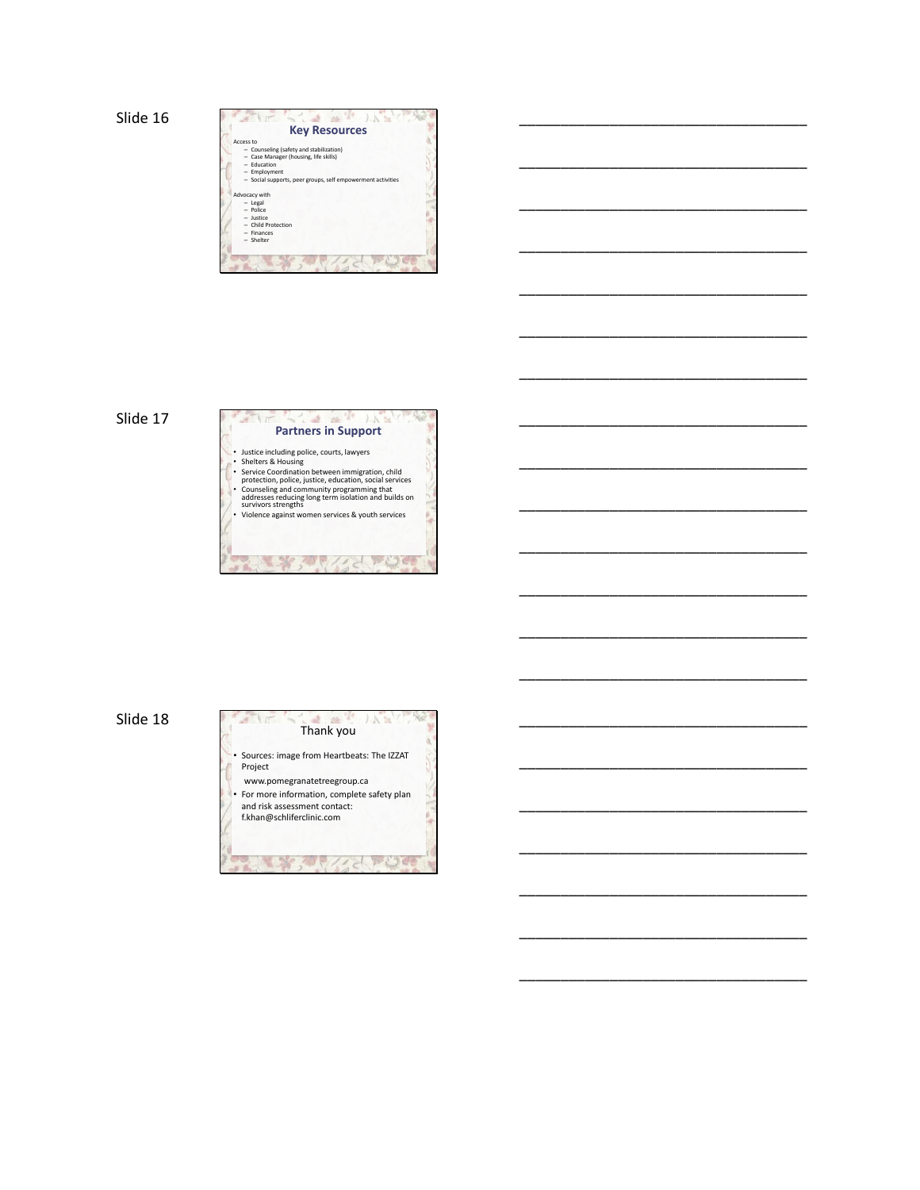Slide 16

## Key Resources

Access to
- Counseling (safety and stabilization)
- Case Manager (housing, life skills)
- Education
- Employment
- Social supports, peer groups, self empowerment activities

Advocacy with
- Legal
- Police
- Justice
- Child Protection
- Finances
- Shelter

Slide 17

## Partners in Support

- Justice including police, courts, lawyers
- Shelters & Housing
- Service Coordination between immigration, child protection, police, justice, education, social services
- Counseling and community programming that addresses reducing long term isolation and builds on survivors strengths
- Violence against women services & youth services

Slide 18

## Thank you

- Sources: image from Heartbeats: The IZZAT Project

  www.pomegranatetreegroup.ca
- For more information, complete safety plan and risk assessment contact: f.khan@schliferclinic.com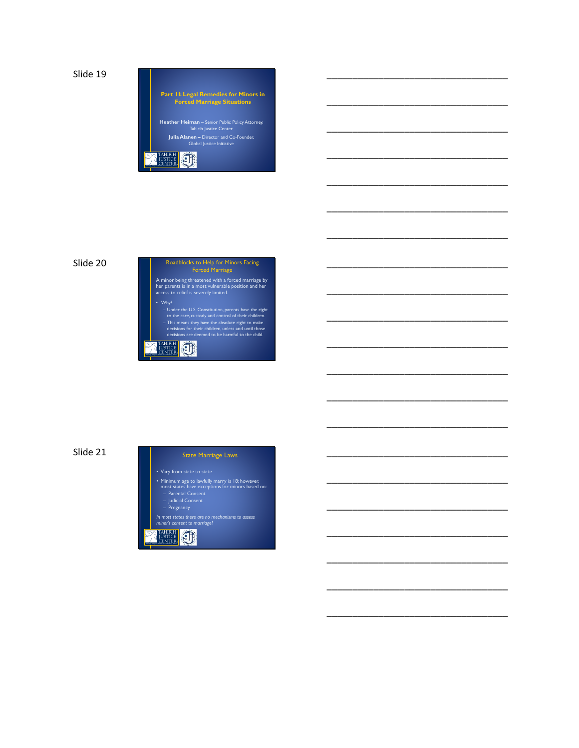Slide 19

## Part II: Legal Remedies for Minors in Forced Marriage Situations

**Heather Heiman** – Senior Public Policy Attorney, Tahirih Justice Center

**Julia Alanen** – Director and Co-Founder, Global Justice Initiative

Slide 20

## Roadblocks to Help for Minors Facing Forced Marriage

A minor being threatened with a forced marriage by her parents is in a most vulnerable position and her access to relief is severely limited.

- Why?
  - Under the U.S. Constitution, parents have the right to the care, custody and control of their children.
  - This means they have the absolute right to make decisions for their children, unless and until those decisions are deemed to be harmful to the child.

Slide 21

## State Marriage Laws

- Vary from state to state
- Minimum age to lawfully marry is 18; however, most states have exceptions for minors based on:
  - Parental Consent
  - Judicial Consent
  - Pregnancy

*In most states there are no mechanisms to assess minor's consent to marriage!*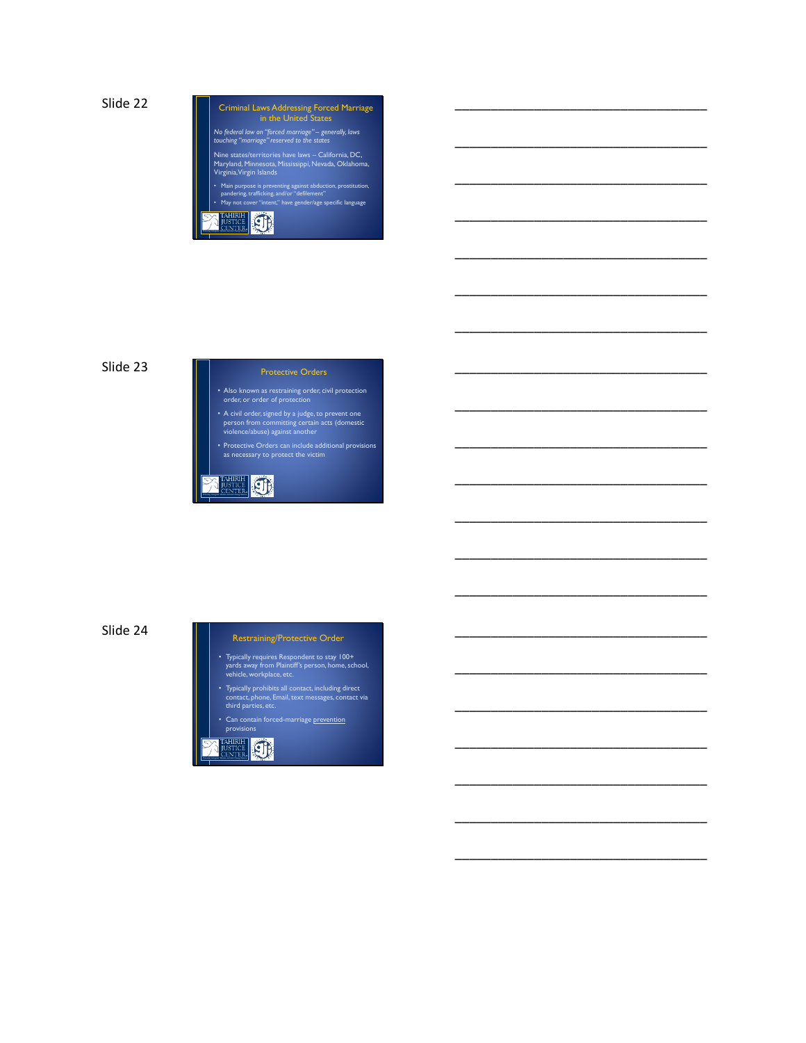Slide 22

## Criminal Laws Addressing Forced Marriage in the United States

*No federal law on "forced marriage" – generally, laws touching "marriage" reserved to the states*

Nine states/territories have laws – California, DC, Maryland, Minnesota, Mississippi, Nevada, Oklahoma, Virginia, Virgin Islands

- Main purpose is preventing against abduction, prostitution, pandering, trafficking, and/or "defilement"
- May not cover "intent," have gender/age specific language

TAHIRIH JUSTICE CENTER

Slide 23

## Protective Orders

- Also known as restraining order, civil protection order, or order of protection
- A civil order, signed by a judge, to prevent one person from committing certain acts (domestic violence/abuse) against another
- Protective Orders can include additional provisions as necessary to protect the victim

TAHIRIH JUSTICE CENTER

Slide 24

## Restraining/Protective Order

- Typically requires Respondent to stay 100+ yards away from Plaintiff's person, home, school, vehicle, workplace, etc.
- Typically prohibits all contact, including direct contact, phone, Email, text messages, contact via third parties, etc.
- Can contain forced-marriage prevention provisions

TAHIRIH JUSTICE CENTER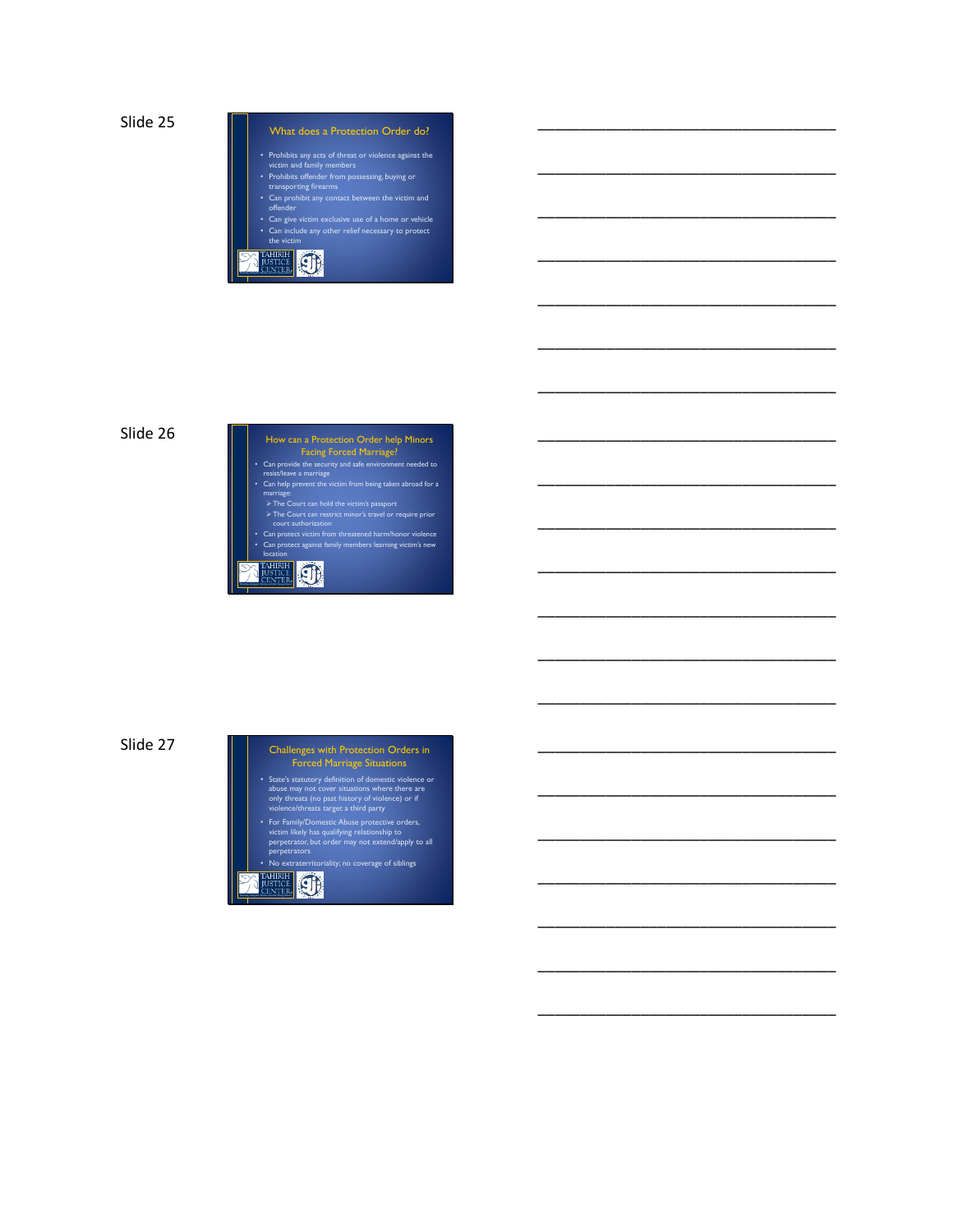Slide 25

## What does a Protection Order do?

- Prohibits any acts of threat or violence against the victim and family members
- Prohibits offender from possessing, buying or transporting firearms
- Can prohibit any contact between the victim and offender
- Can give victim exclusive use of a home or vehicle
- Can include any other relief necessary to protect the victim

TAHIRIH JUSTICE CENTER

Slide 26

## How can a Protection Order help Minors Facing Forced Marriage?

- Can provide the security and safe environment needed to resist/leave a marriage
- Can help prevent the victim from being taken abroad for a marriage:
  - The Court can hold the victim's passport
  - The Court can restrict minor's travel or require prior court authorization
- Can protect victim from threatened harm/honor violence
- Can protect against family members learning victim's new location

TAHIRIH JUSTICE CENTER

Slide 27

## Challenges with Protection Orders in Forced Marriage Situations

- State's statutory definition of domestic violence or abuse may not cover situations where there are only threats (no past history of violence) or if violence/threats target a third party
- For Family/Domestic Abuse protective orders, victim likely has qualifying relationship to perpetrator, but order may not extend/apply to all perpetrators
- No extraterritoriality; no coverage of siblings

TAHIRIH JUSTICE CENTER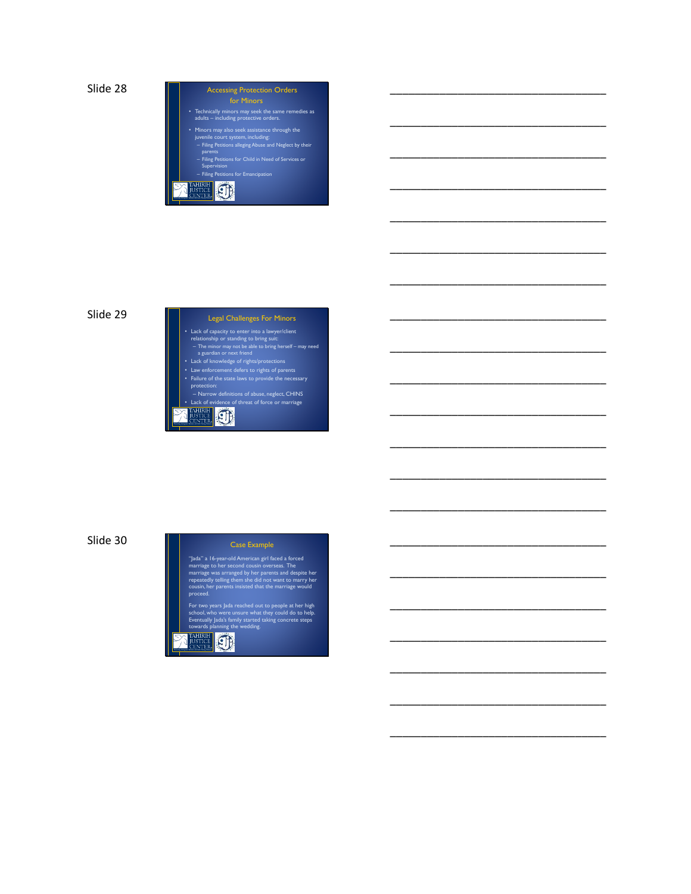Slide 28

## Accessing Protection Orders for Minors

- Technically minors may seek the same remedies as adults – including protective orders.
- Minors may also seek assistance through the juvenile court system, including:
  - Filing Petitions alleging Abuse and Neglect by their parents
  - Filing Petitions for Child in Need of Services or Supervision
  - Filing Petitions for Emancipation

Slide 29

## Legal Challenges For Minors

- Lack of capacity to enter into a lawyer/client relationship or standing to bring suit:
  - The minor may not be able to bring herself – may need a guardian or next friend
- Lack of knowledge of rights/protections
- Law enforcement defers to rights of parents
- Failure of the state laws to provide the necessary protection:
  - Narrow definitions of abuse, neglect, CHINS
- Lack of evidence of threat of force or marriage

Slide 30

## Case Example

"Jada" a 16-year-old American girl faced a forced marriage to her second cousin overseas. The marriage was arranged by her parents and despite her repeatedly telling them she did not want to marry her cousin, her parents insisted that the marriage would proceed.

For two years Jada reached out to people at her high school, who were unsure what they could do to help. Eventually Jada's family started taking concrete steps towards planning the wedding.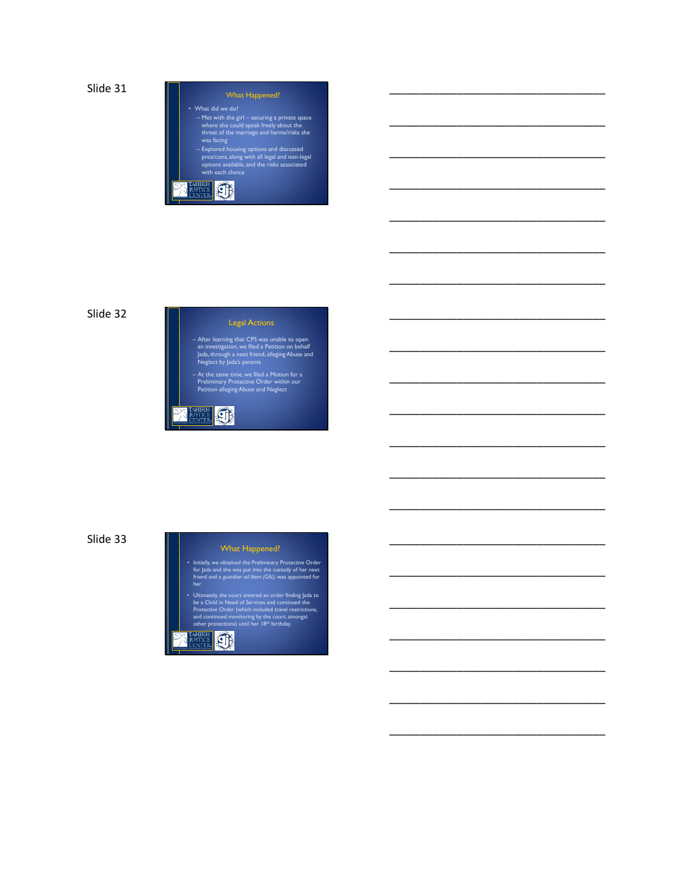Slide 31

## What Happened?

- What did we do?
  - Met with the girl – securing a private space where she could speak freely about the threat of the marriage and harms/risks she was facing
  - Explored housing options and discussed pros/cons, along with all legal and non-legal options available, and the risks associated with each choice

Slide 32

## Legal Actions

- After learning that CPS was unable to open an investigation, we filed a Petition on behalf Jada, through a next friend, alleging Abuse and Neglect by Jada's parents
- At the same time, we filed a Motion for a Preliminary Protective Order within our Petition alleging Abuse and Neglect

Slide 33

## What Happened?

- Initially, we obtained the Preliminary Protective Order for Jada and she was put into the custody of her next friend and a *guardian ad litem (GAL)* was appointed for her.
- Ultimately, the court entered an order finding Jada to be a Child in Need of Services and continued the Protective Order (which included travel restrictions, and continued monitoring by the court, amongst other protections) until her 18th birthday.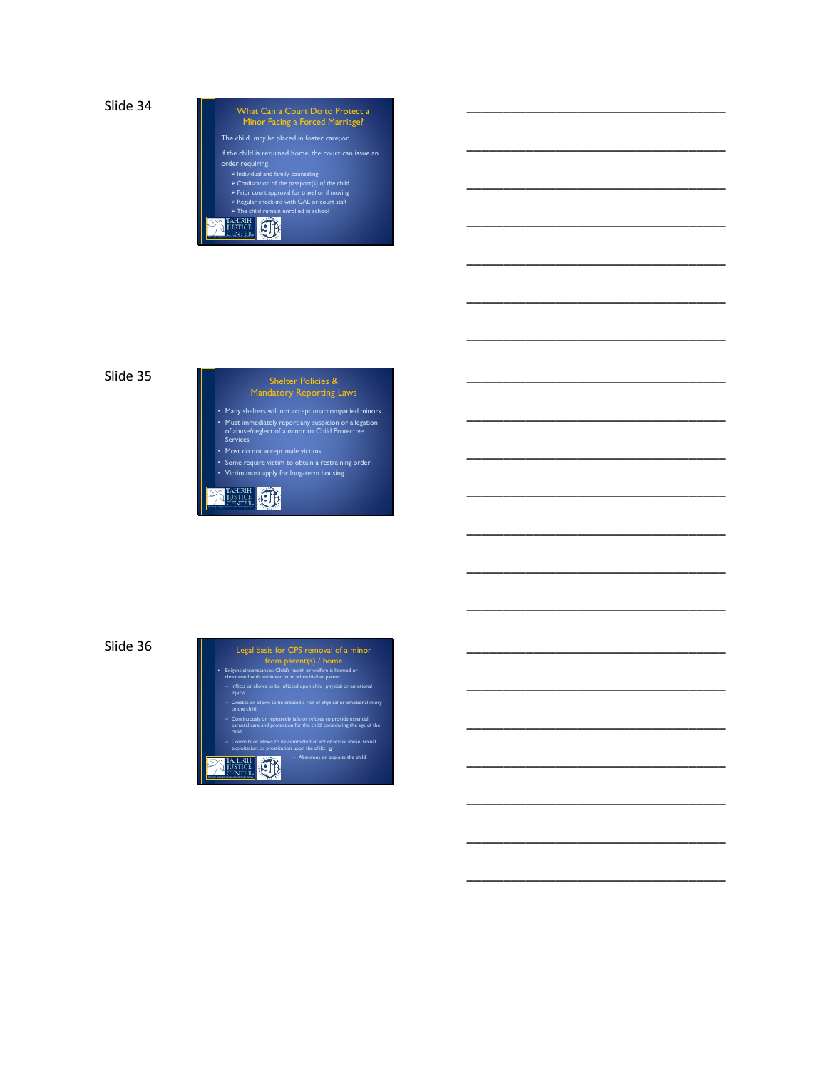Slide 34

## What Can a Court Do to Protect a Minor Facing a Forced Marriage?

The child *may be* placed in foster care; or

If the child is returned home, the court can issue an order requiring:

- Individual and family counseling
- Confiscation of the passport(s) of the child
- Prior court approval for travel or if moving
- Regular check-ins with GAL or court staff
- The child remain enrolled in school

TAHIRIH JUSTICE CENTER

Slide 35

## Shelter Policies & Mandatory Reporting Laws

- Many shelters will not accept unaccompanied minors
- Must immediately report any suspicion or allegation of abuse/neglect of a minor to Child Protective Services
- Most do not accept male victims
- Some require victim to obtain a restraining order
- Victim must apply for long-term housing

TAHIRIH JUSTICE CENTER

Slide 36

## Legal basis for CPS removal of a minor from parent(s) / home

- Exigent circumstances: Child's health or welfare is harmed or threatened with imminent harm when his/her parent:
  - Inflicts or allows to be inflicted upon child physical or emotional injury;
  - Creates or allows to be created a risk of physical or emotional injury to the child;
  - Continuously or repeatedly fails or refuses to provide essential parental care and protection for the child, considering the age of the child;
  - Commits or allows to be committed an act of sexual abuse, sexual exploitation, or prostitution upon the child; or
  - Abandons or exploits the child.

TAHIRIH JUSTICE CENTER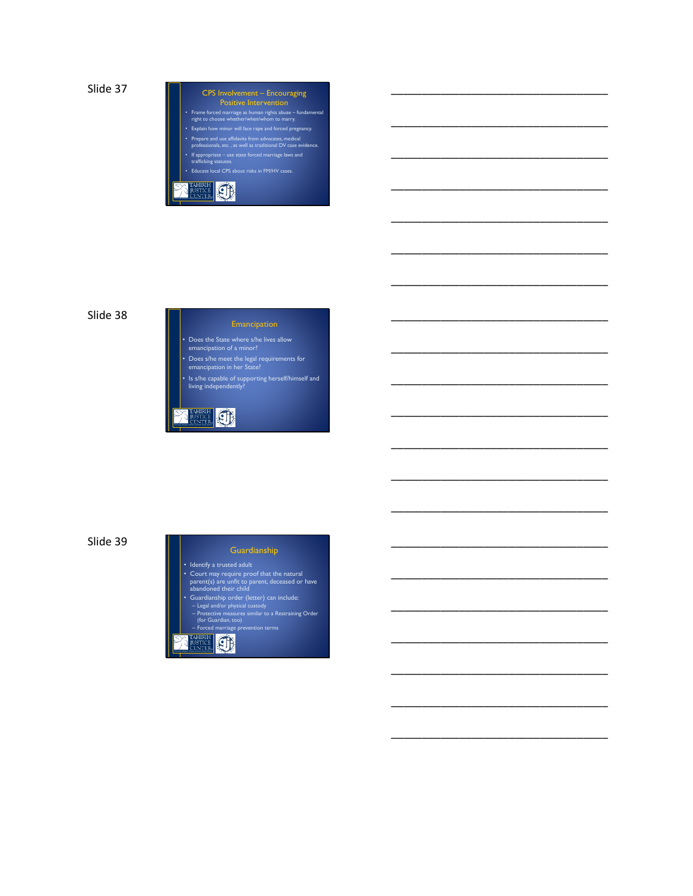Slide 37

## CPS Involvement – Encouraging Positive Intervention

- Frame forced marriage as human rights abuse – fundamental right to choose whether/when/whom to marry.
- Explain how minor will face rape and forced pregnancy.
- Prepare and use affidavits from advocates, medical professionals, etc., as well as traditional DV case evidence.
- If appropriate – use state forced marriage laws and trafficking statutes.
- Educate local CPS about risks in FM/HV cases.

Slide 38

## Emancipation

- Does the State where s/he lives allow emancipation of a minor?
- Does s/he meet the legal requirements for emancipation in her State?
- Is s/he capable of supporting herself/himself and living independently?

Slide 39

## Guardianship

- Identify a trusted adult
- Court may require proof that the natural parent(s) are unfit to parent, deceased or have abandoned their child
- Guardianship order (letter) can include:
  - Legal and/or physical custody
  - Protective measures similar to a Restraining Order (for Guardian, too)
  - Forced marriage prevention terms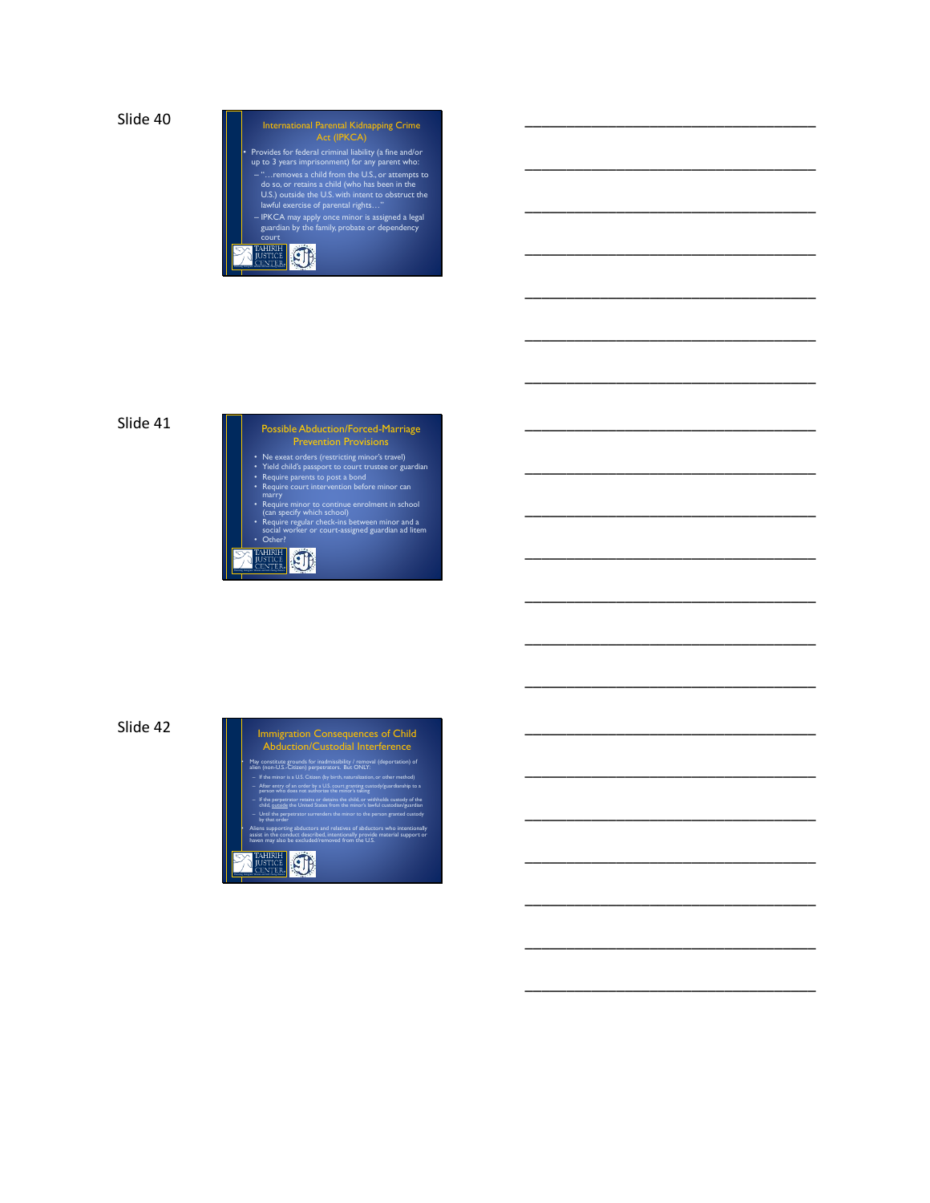Slide 40

## International Parental Kidnapping Crime Act (IPKCA)

- Provides for federal criminal liability (a fine and/or up to 3 years imprisonment) for any parent who:
  - "…removes a child from the U.S., or attempts to do so, or retains a child (who has been in the U.S.) outside the U.S. with intent to obstruct the lawful exercise of parental rights…"
  - IPKCA may apply once minor is assigned a legal guardian by the family, probate or dependency court

TAHIRIH JUSTICE CENTER

Slide 41

## Possible Abduction/Forced-Marriage Prevention Provisions

- Ne exeat orders (restricting minor's travel)
- Yield child's passport to court trustee or guardian
- Require parents to post a bond
- Require court intervention before minor can marry
- Require minor to continue enrolment in school (can specify which school)
- Require regular check-ins between minor and a social worker or court-assigned guardian ad litem
- Other?

TAHIRIH JUSTICE CENTER

Slide 42

## Immigration Consequences of Child Abduction/Custodial Interference

- May constitute grounds for inadmissibility / removal (deportation) of alien (non-U.S.-Citizen) perpetrators. But ONLY:
  - If the minor is a U.S. Citizen (by birth, naturalization, or other method)
  - After entry of an order by a U.S. court granting custody/guardianship to a person who does not authorize the minor's taking
  - If the perpetrator retains or detains the child, or withholds custody of the child, outside the United States from the minor's lawful custodian/guardian
  - Until the perpetrator surrenders the minor to the person granted custody by that order
- Aliens supporting abductors and relatives of abductors who intentionally assist in the conduct described, intentionally provide material support or haven may also be excluded/removed from the U.S.

TAHIRIH JUSTICE CENTER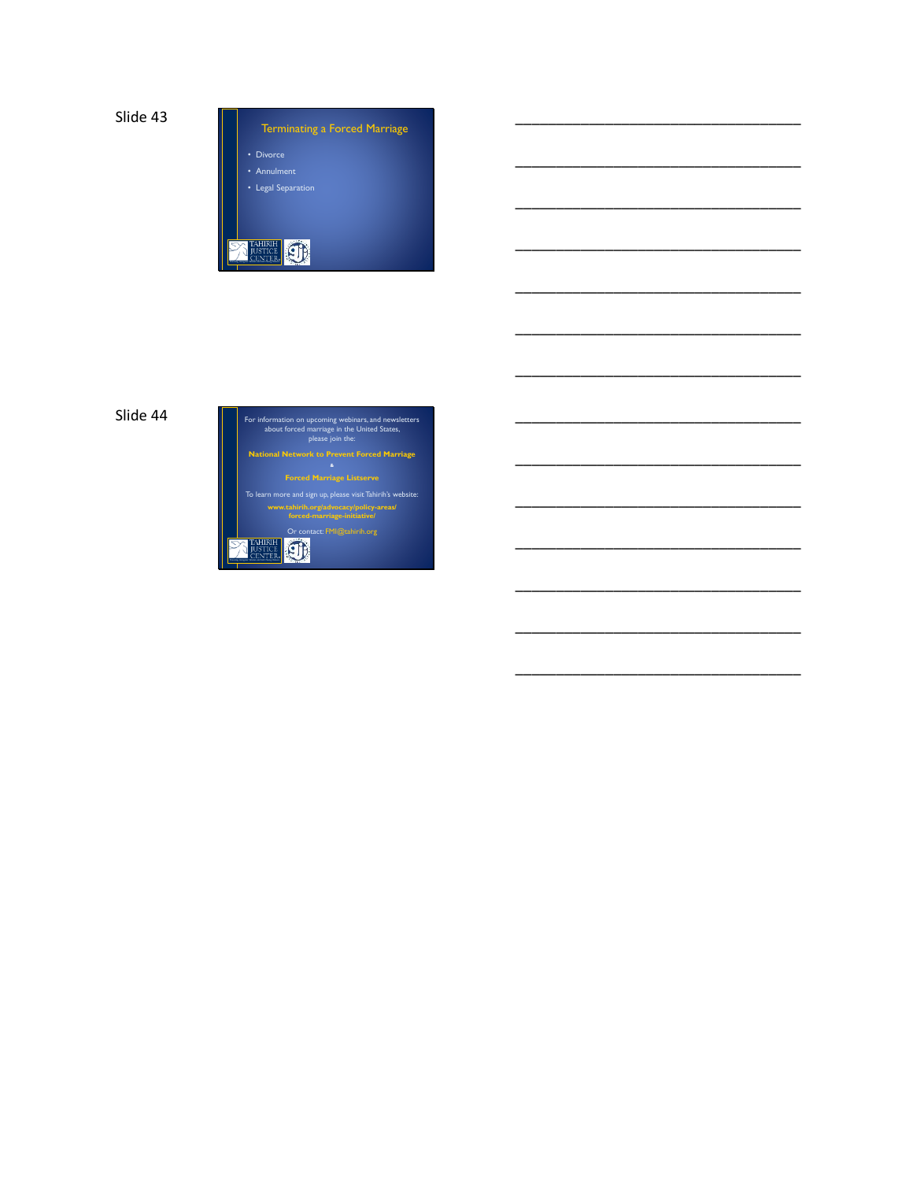Slide 43

## Terminating a Forced Marriage

- Divorce
- Annulment
- Legal Separation

TAHIRIH JUSTICE CENTER

Slide 44

For information on upcoming webinars, and newsletters about forced marriage in the United States, please join the:

**National Network to Prevent Forced Marriage**

&

**Forced Marriage Listserve**

To learn more and sign up, please visit Tahirih's website:

**www.tahirih.org/advocacy/policy-areas/forced-marriage-initiative/**

Or contact: FMI@tahirih.org

TAHIRIH JUSTICE CENTER